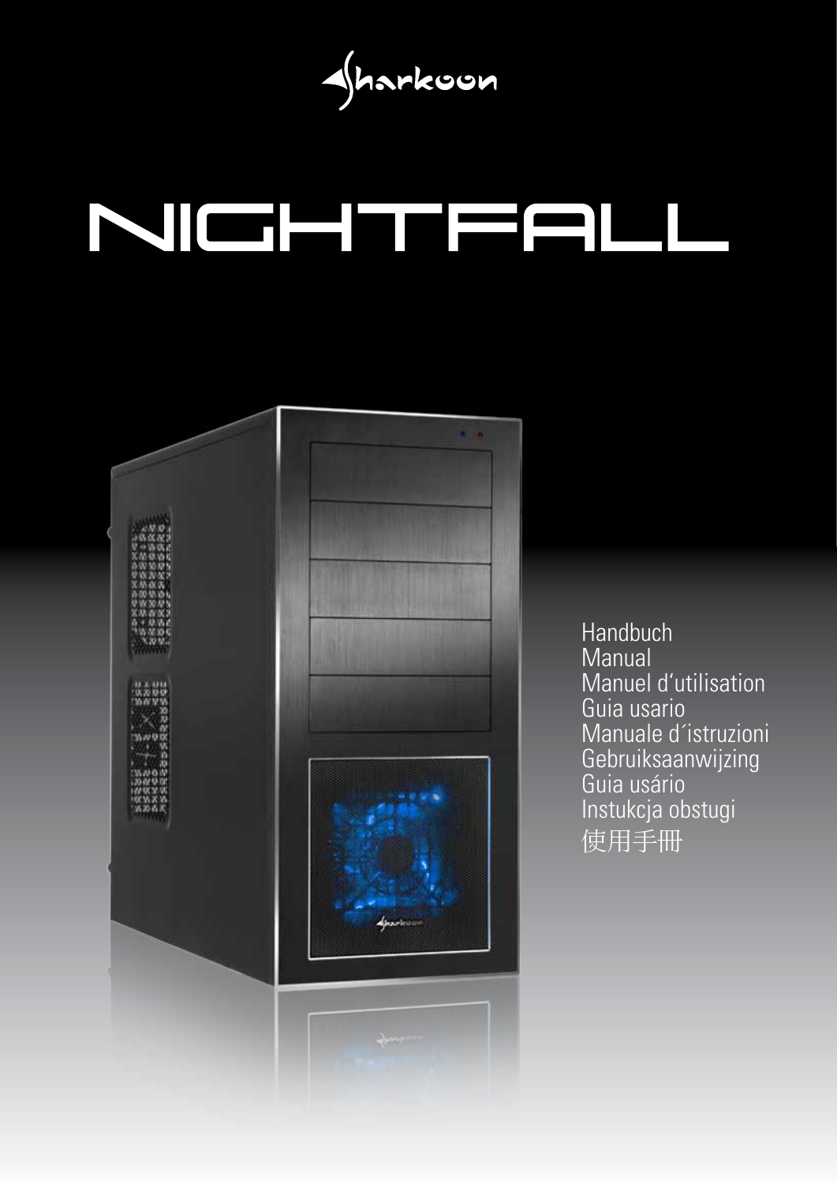Sharkoon

# NIGHTFALL

Handbuch
Manual
Manuel d'utilisation
Guia usario
Manuale d´istruzioni
Gebruiksaanwijzing
Guia usário
Instukcja obstugi
使用手冊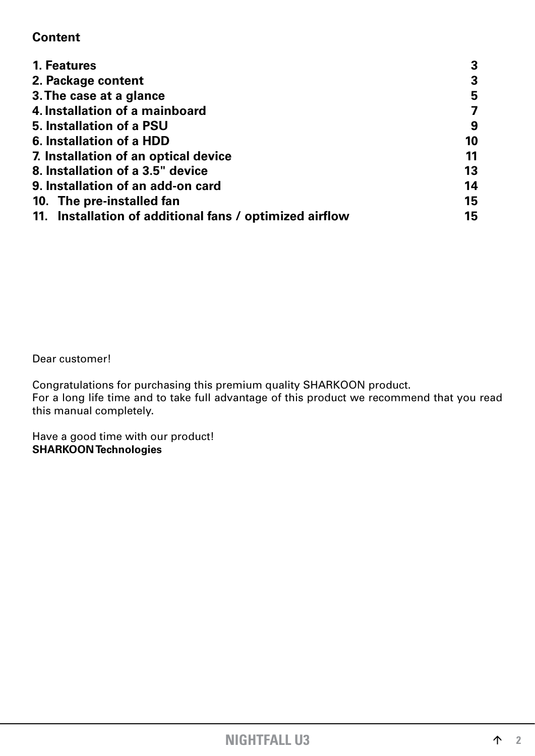**Content**

| | |
|---|---|
| **1. Features** | **3** |
| **2. Package content** | **3** |
| **3. The case at a glance** | **5** |
| **4. Installation of a mainboard** | **7** |
| **5. Installation of a PSU** | **9** |
| **6. Installation of a HDD** | **10** |
| **7. Installation of an optical device** | **11** |
| **8. Installation of a 3.5" device** | **13** |
| **9. Installation of an add-on card** | **14** |
| **10. The pre-installed fan** | **15** |
| **11. Installation of additional fans / optimized airflow** | **15** |

Dear customer!

Congratulations for purchasing this premium quality SHARKOON product.
For a long life time and to take full advantage of this product we recommend that you read this manual completely.

Have a good time with our product!
**SHARKOON Technologies**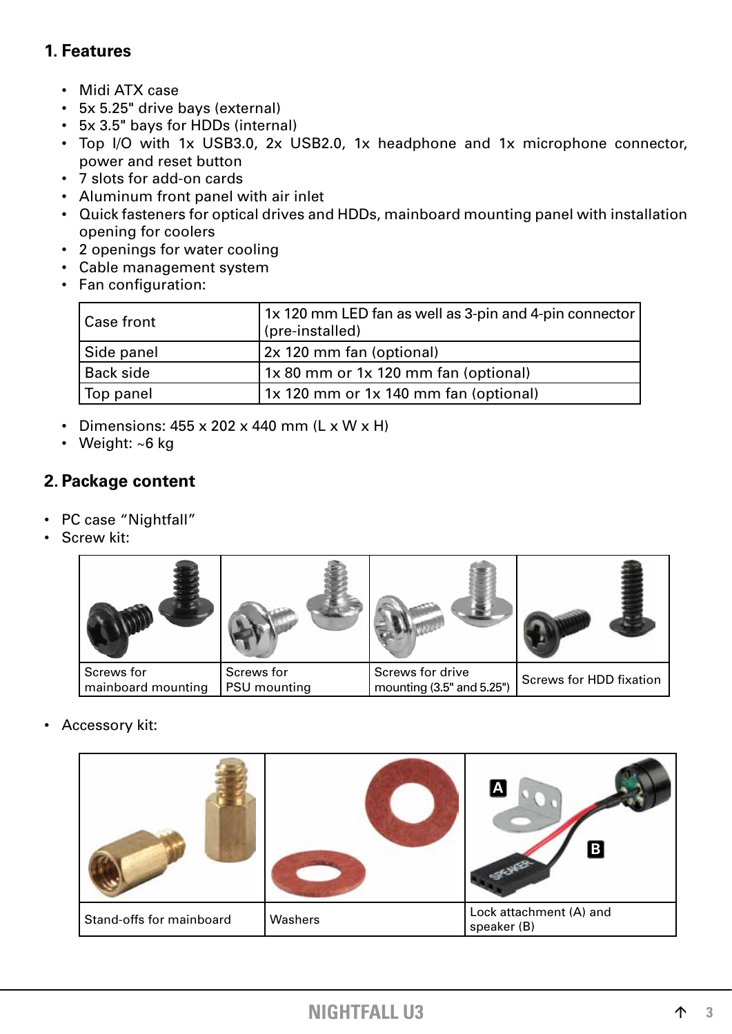## 1. Features

- Midi ATX case
- 5x 5.25" drive bays (external)
- 5x 3.5" bays for HDDs (internal)
- Top I/O with 1x USB3.0, 2x USB2.0, 1x headphone and 1x microphone connector, power and reset button
- 7 slots for add-on cards
- Aluminum front panel with air inlet
- Quick fasteners for optical drives and HDDs, mainboard mounting panel with installation opening for coolers
- 2 openings for water cooling
- Cable management system
- Fan configuration:

| Case front | 1x 120 mm LED fan as well as 3-pin and 4-pin connector (pre-installed) |
|---|---|
| Side panel | 2x 120 mm fan (optional) |
| Back side | 1x 80 mm or 1x 120 mm fan (optional) |
| Top panel | 1x 120 mm or 1x 140 mm fan (optional) |

- Dimensions: 455 x 202 x 440 mm (L x W x H)
- Weight: ~6 kg

## 2. Package content

- PC case “Nightfall”
- Screw kit:

| Screws for mainboard mounting | Screws for PSU mounting | Screws for drive mounting (3.5" and 5.25") | Screws for HDD fixation |
|---|---|---|---|

- Accessory kit:

| Stand-offs for mainboard | Washers | Lock attachment (A) and speaker (B) |
|---|---|---|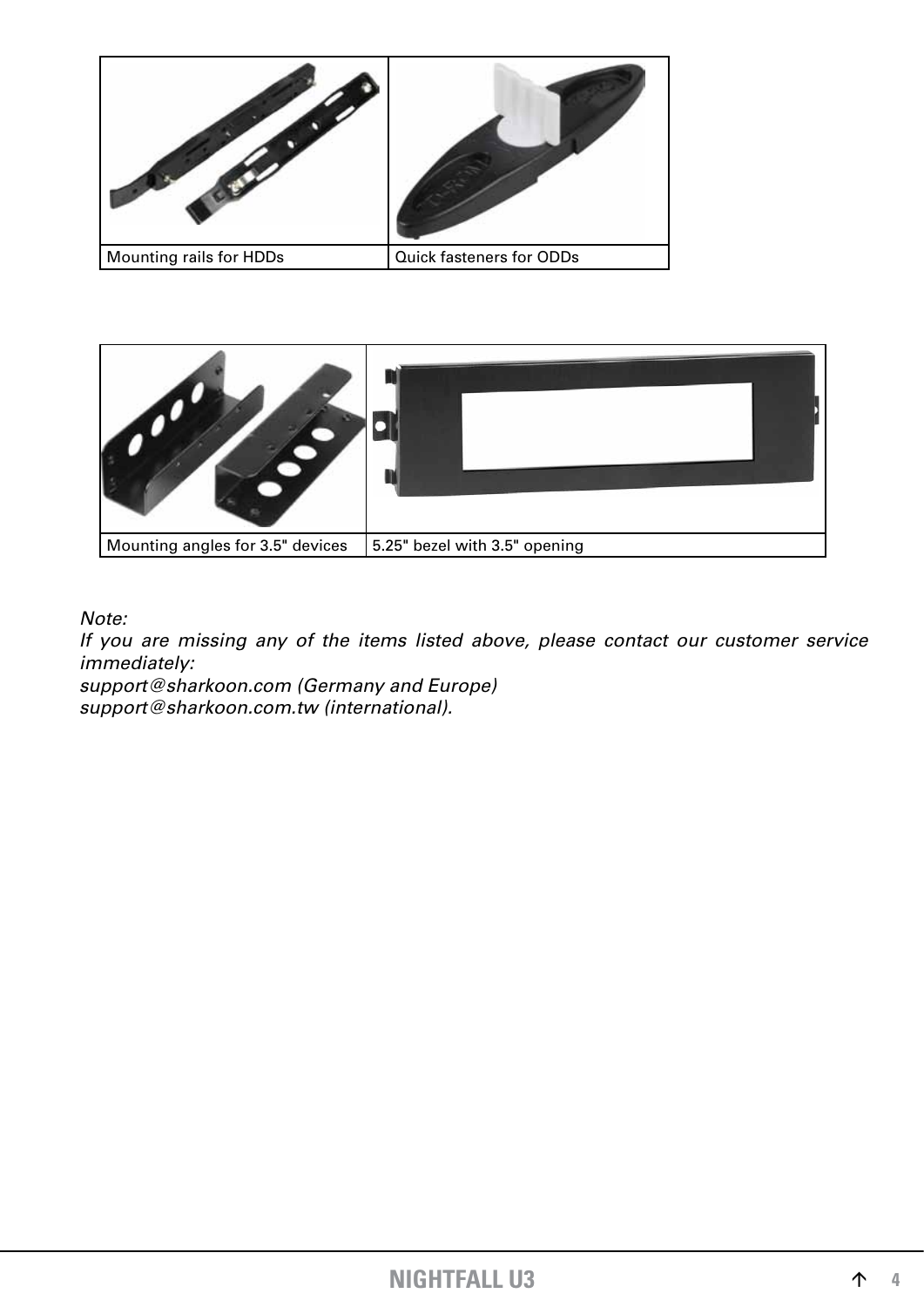| Mounting rails for HDDs | Quick fasteners for ODDs |
| --- | --- |

| Mounting angles for 3.5" devices | 5.25" bezel with 3.5" opening |
| --- | --- |

*Note:*
*If you are missing any of the items listed above, please contact our customer service immediately:*
*support@sharkoon.com (Germany and Europe)*
*support@sharkoon.com.tw (international).*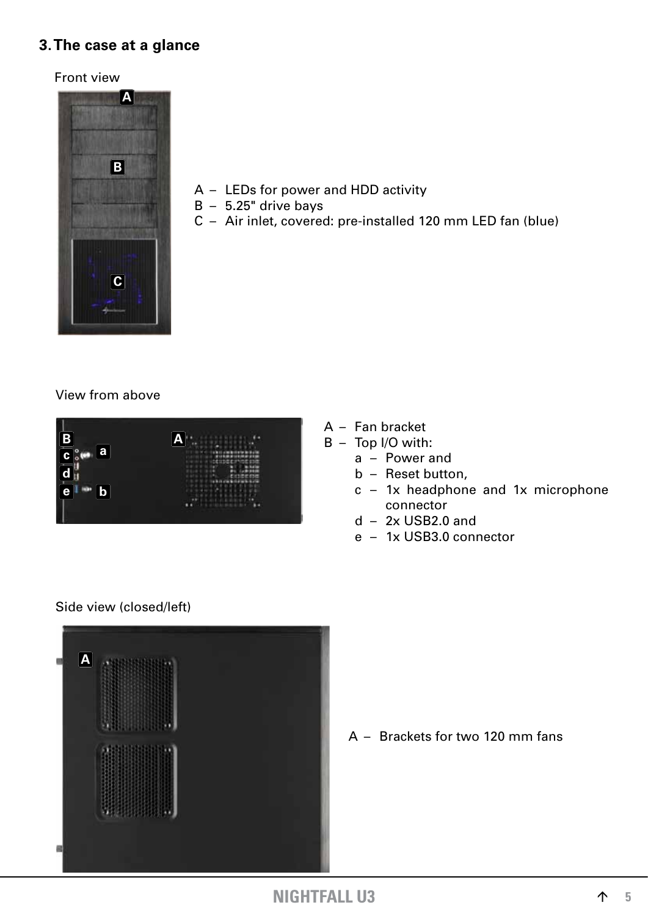## 3. The case at a glance

Front view

A – LEDs for power and HDD activity
B – 5.25" drive bays
C – Air inlet, covered: pre-installed 120 mm LED fan (blue)

View from above

A – Fan bracket
B – Top I/O with:
  a – Power and
  b – Reset button,
  c – 1x headphone and 1x microphone connector
  d – 2x USB2.0 and
  e – 1x USB3.0 connector

Side view (closed/left)

A – Brackets for two 120 mm fans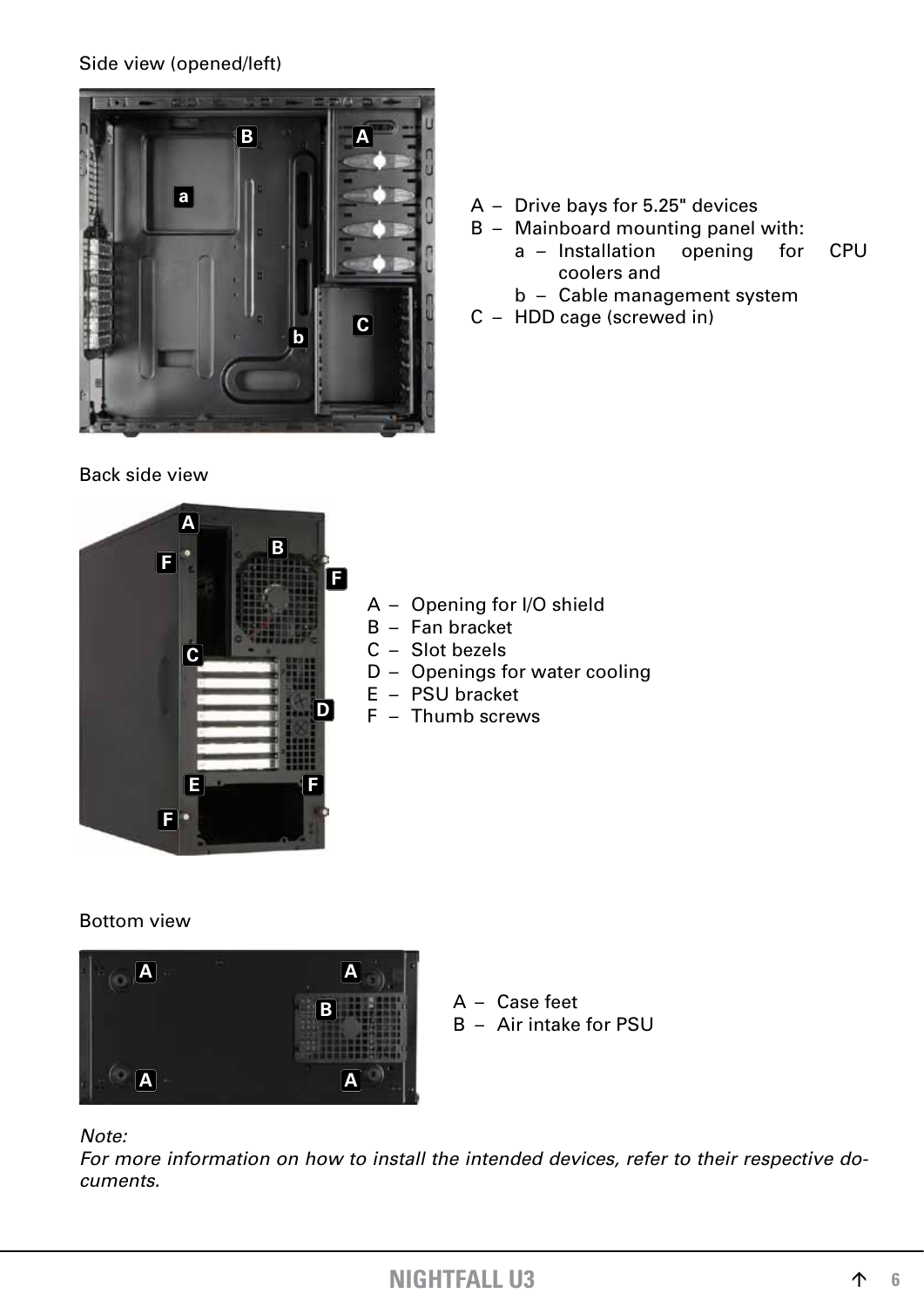Side view (opened/left)

- A – Drive bays for 5.25" devices
- B – Mainboard mounting panel with:
  - a – Installation opening for CPU coolers and
  - b – Cable management system
- C – HDD cage (screwed in)

Back side view

- A – Opening for I/O shield
- B – Fan bracket
- C – Slot bezels
- D – Openings for water cooling
- E – PSU bracket
- F – Thumb screws

Bottom view

- A – Case feet
- B – Air intake for PSU

*Note:*
*For more information on how to install the intended devices, refer to their respective documents.*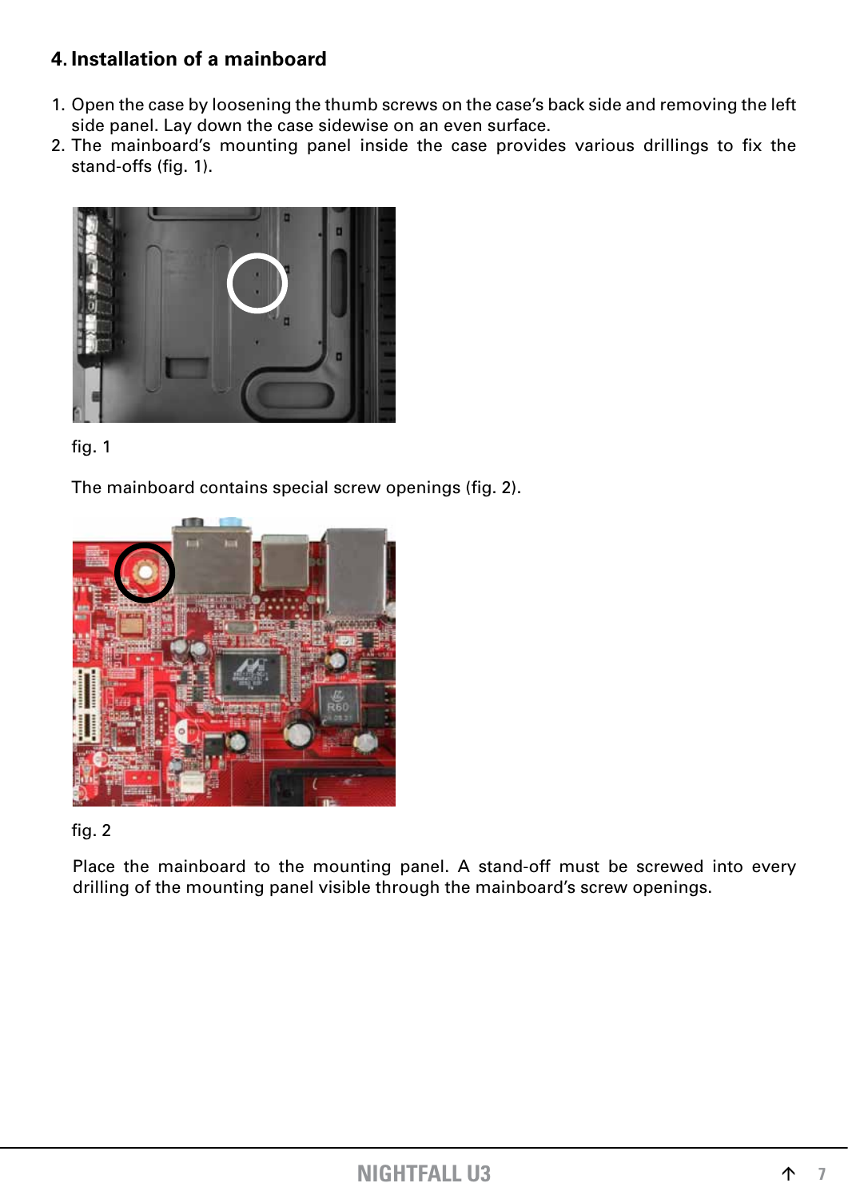## 4. Installation of a mainboard

1. Open the case by loosening the thumb screws on the case's back side and removing the left side panel. Lay down the case sidewise on an even surface.
2. The mainboard's mounting panel inside the case provides various drillings to fix the stand-offs (fig. 1).

fig. 1

The mainboard contains special screw openings (fig. 2).

fig. 2

Place the mainboard to the mounting panel. A stand-off must be screwed into every drilling of the mounting panel visible through the mainboard's screw openings.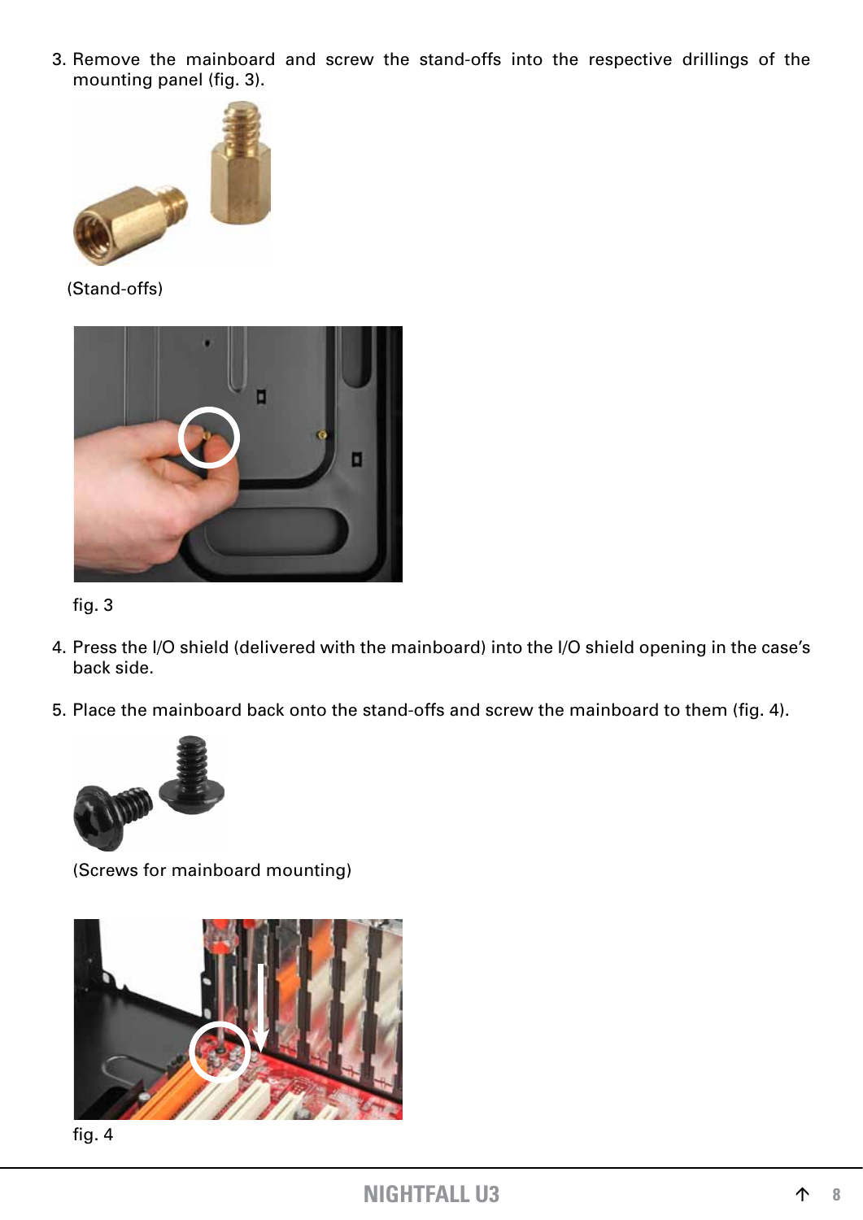3. Remove the mainboard and screw the stand-offs into the respective drillings of the mounting panel (fig. 3).

(Stand-offs)

fig. 3

4. Press the I/O shield (delivered with the mainboard) into the I/O shield opening in the case's back side.

5. Place the mainboard back onto the stand-offs and screw the mainboard to them (fig. 4).

(Screws for mainboard mounting)

fig. 4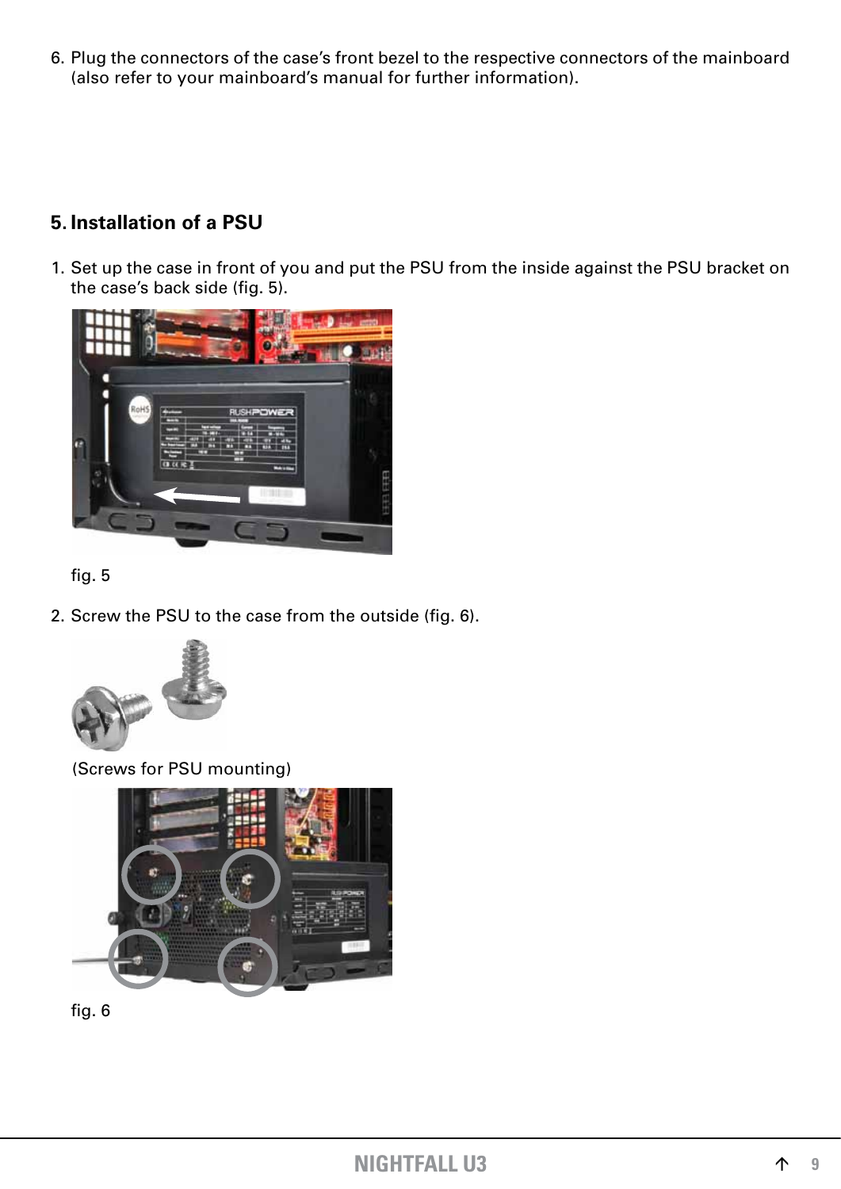6. Plug the connectors of the case's front bezel to the respective connectors of the mainboard (also refer to your mainboard's manual for further information).

## 5. Installation of a PSU

1. Set up the case in front of you and put the PSU from the inside against the PSU bracket on the case's back side (fig. 5).

fig. 5

2. Screw the PSU to the case from the outside (fig. 6).

(Screws for PSU mounting)

fig. 6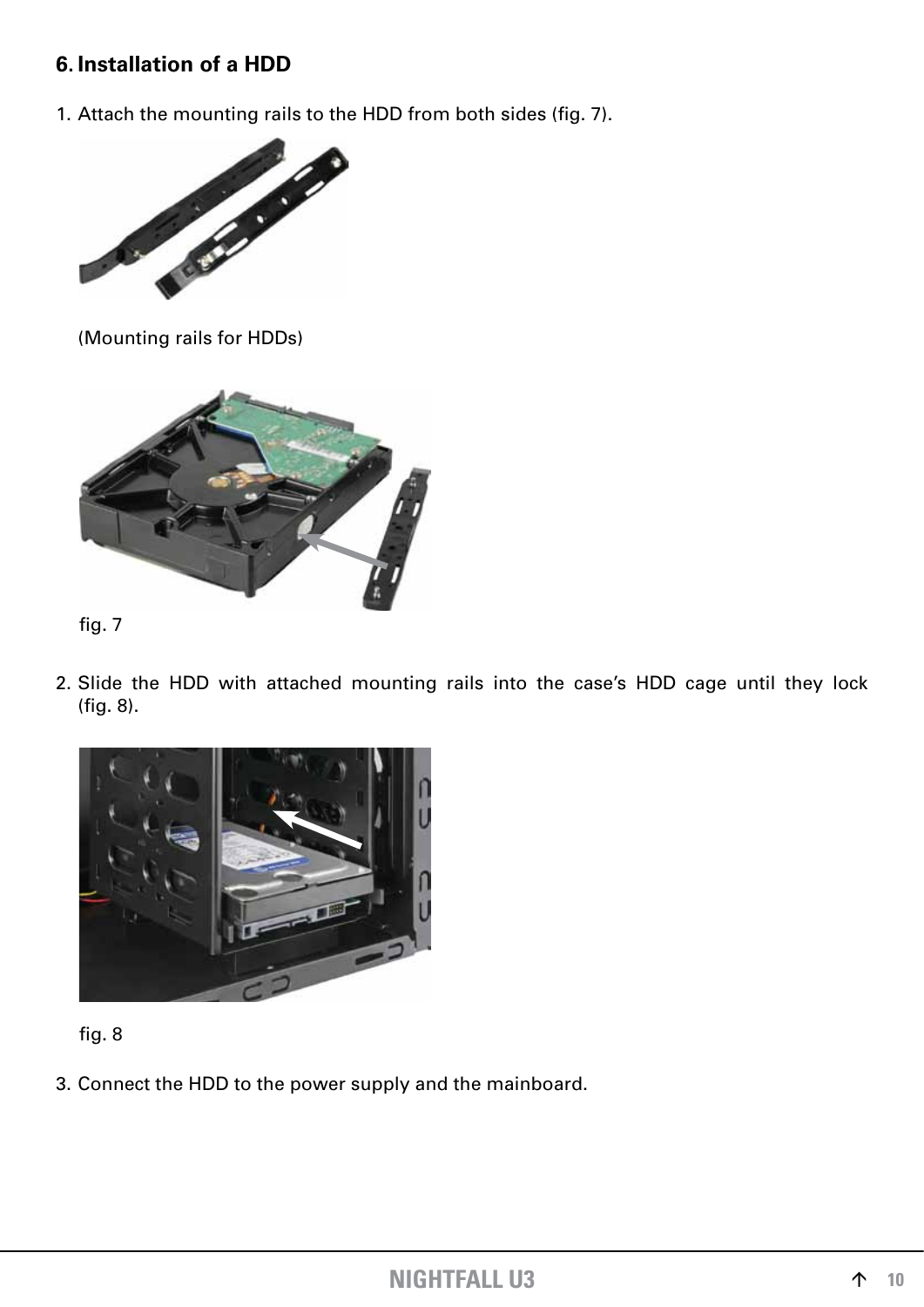## 6. Installation of a HDD

1. Attach the mounting rails to the HDD from both sides (fig. 7).

   (Mounting rails for HDDs)

   fig. 7

2. Slide the HDD with attached mounting rails into the case's HDD cage until they lock (fig. 8).

   fig. 8

3. Connect the HDD to the power supply and the mainboard.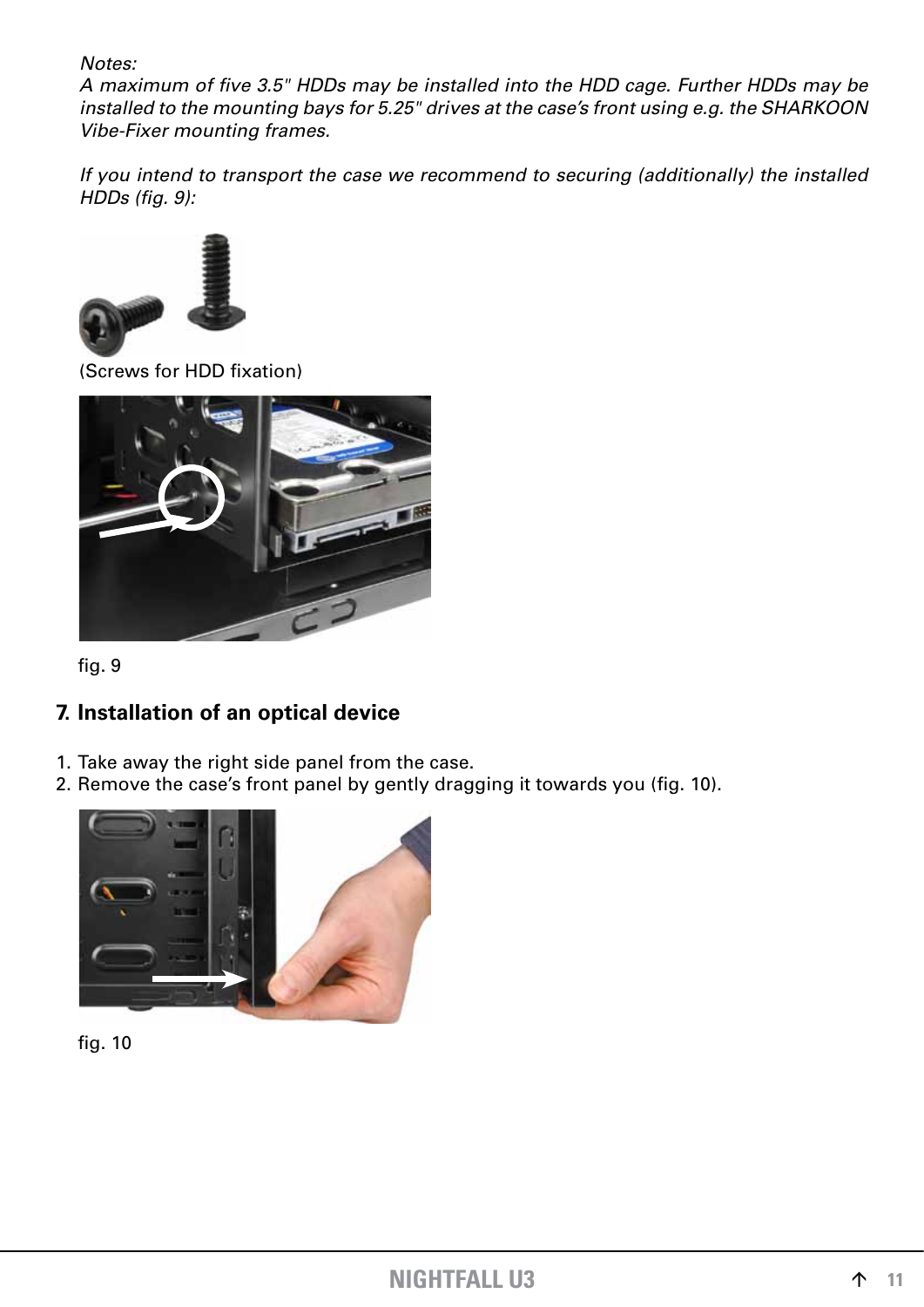*Notes:*
*A maximum of five 3.5" HDDs may be installed into the HDD cage. Further HDDs may be installed to the mounting bays for 5.25" drives at the case's front using e.g. the SHARKOON Vibe-Fixer mounting frames.*

*If you intend to transport the case we recommend to securing (additionally) the installed HDDs (fig. 9):*

(Screws for HDD fixation)

fig. 9

## 7. Installation of an optical device

1. Take away the right side panel from the case.
2. Remove the case's front panel by gently dragging it towards you (fig. 10).

fig. 10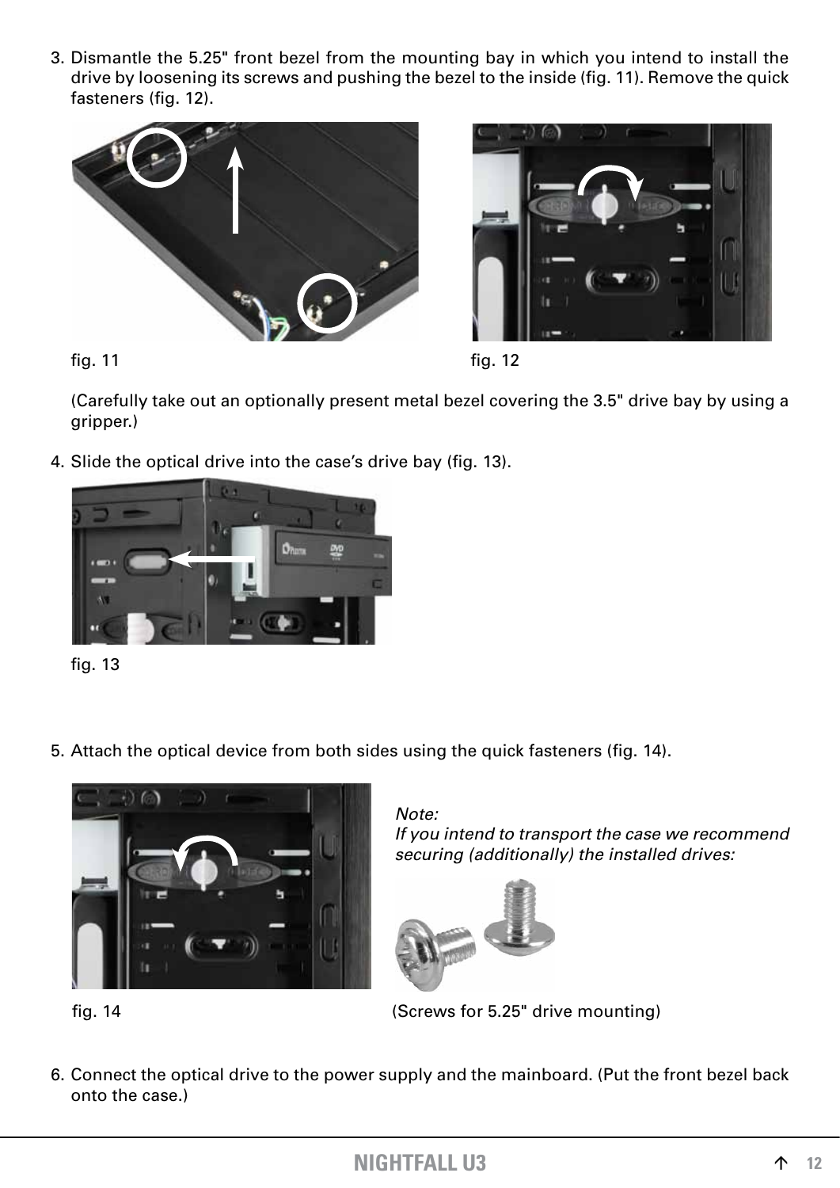3. Dismantle the 5.25" front bezel from the mounting bay in which you intend to install the drive by loosening its screws and pushing the bezel to the inside (fig. 11). Remove the quick fasteners (fig. 12).

fig. 11

fig. 12

(Carefully take out an optionally present metal bezel covering the 3.5" drive bay by using a gripper.)

4. Slide the optical drive into the case's drive bay (fig. 13).

fig. 13

5. Attach the optical device from both sides using the quick fasteners (fig. 14).

fig. 14

*Note:*
*If you intend to transport the case we recommend securing (additionally) the installed drives:*

(Screws for 5.25" drive mounting)

6. Connect the optical drive to the power supply and the mainboard. (Put the front bezel back onto the case.)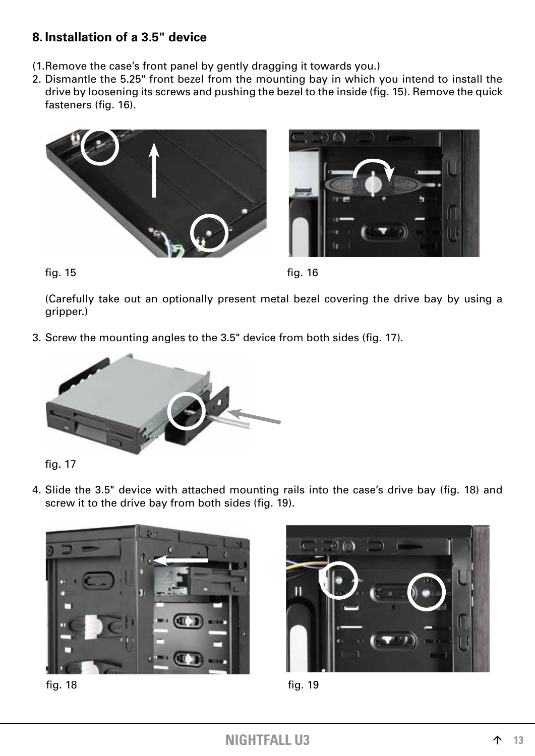## 8. Installation of a 3.5" device

(1.Remove the case's front panel by gently dragging it towards you.)

2. Dismantle the 5.25" front bezel from the mounting bay in which you intend to install the drive by loosening its screws and pushing the bezel to the inside (fig. 15). Remove the quick fasteners (fig. 16).

fig. 15

fig. 16

(Carefully take out an optionally present metal bezel covering the drive bay by using a gripper.)

3. Screw the mounting angles to the 3.5" device from both sides (fig. 17).

fig. 17

4. Slide the 3.5" device with attached mounting rails into the case's drive bay (fig. 18) and screw it to the drive bay from both sides (fig. 19).

fig. 18

fig. 19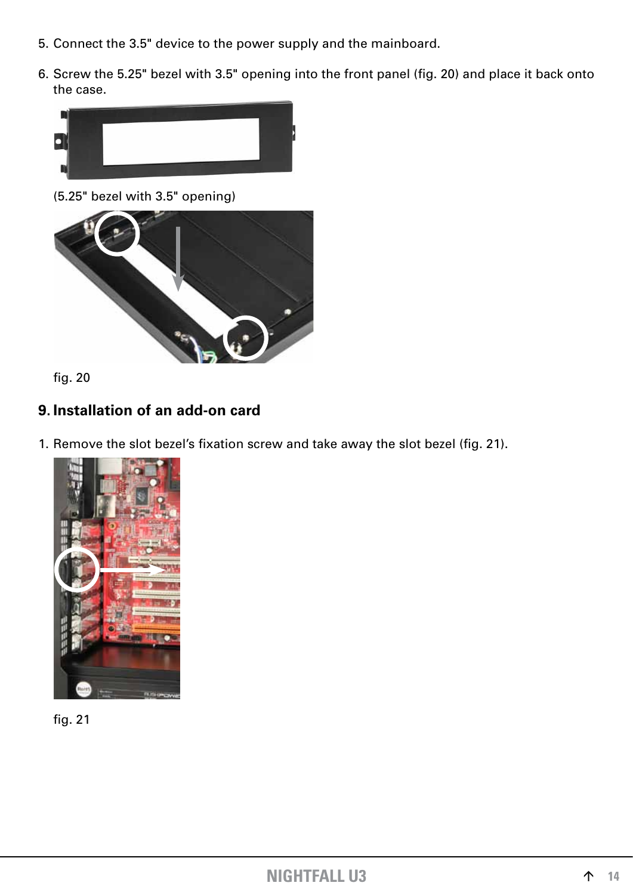5. Connect the 3.5" device to the power supply and the mainboard.

6. Screw the 5.25" bezel with 3.5" opening into the front panel (fig. 20) and place it back onto the case.

(5.25" bezel with 3.5" opening)

fig. 20

## 9. Installation of an add-on card

1. Remove the slot bezel's fixation screw and take away the slot bezel (fig. 21).

fig. 21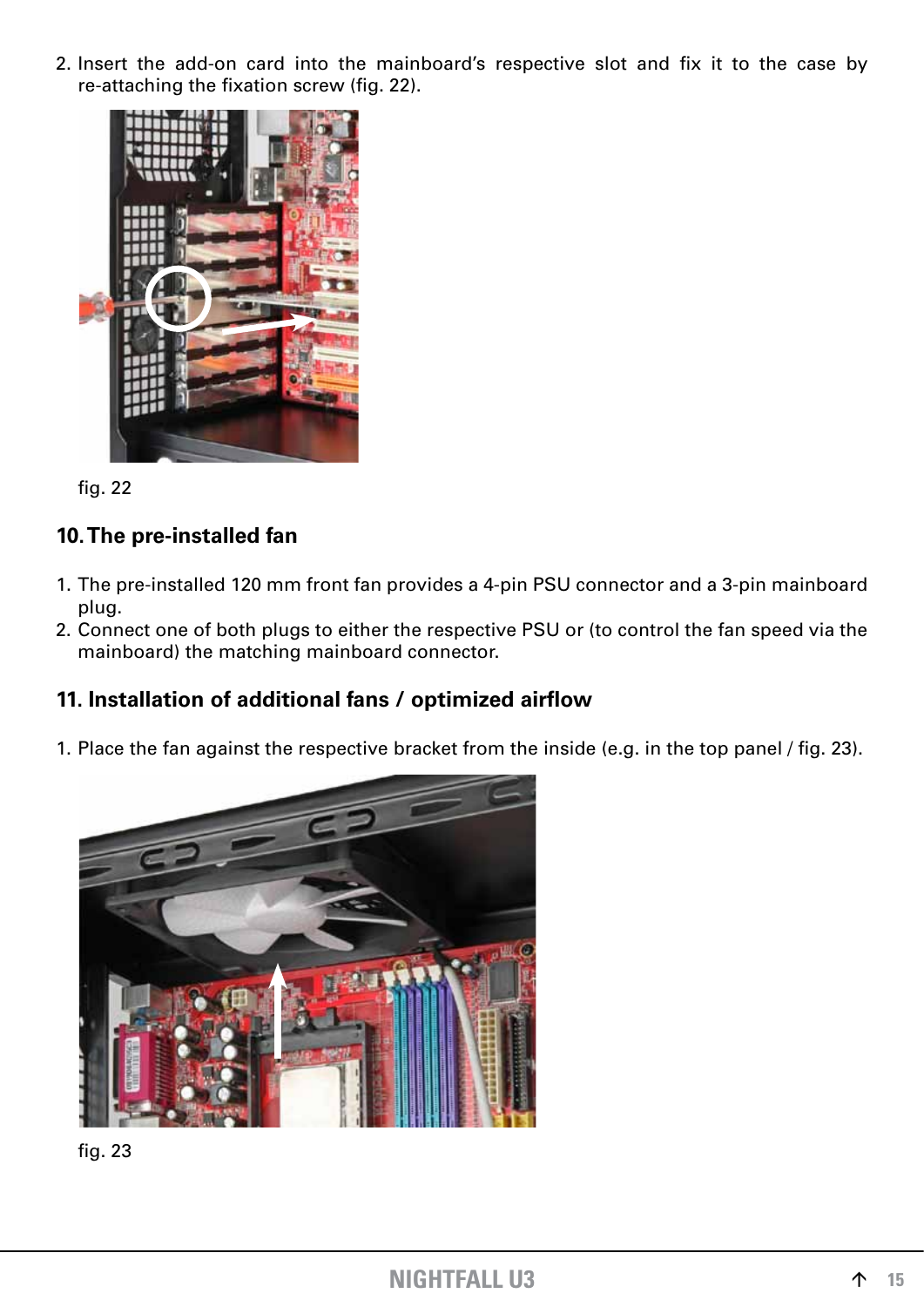2. Insert the add-on card into the mainboard's respective slot and fix it to the case by re-attaching the fixation screw (fig. 22).

fig. 22

## 10. The pre-installed fan

1. The pre-installed 120 mm front fan provides a 4-pin PSU connector and a 3-pin mainboard plug.
2. Connect one of both plugs to either the respective PSU or (to control the fan speed via the mainboard) the matching mainboard connector.

## 11. Installation of additional fans / optimized airflow

1. Place the fan against the respective bracket from the inside (e.g. in the top panel / fig. 23).

fig. 23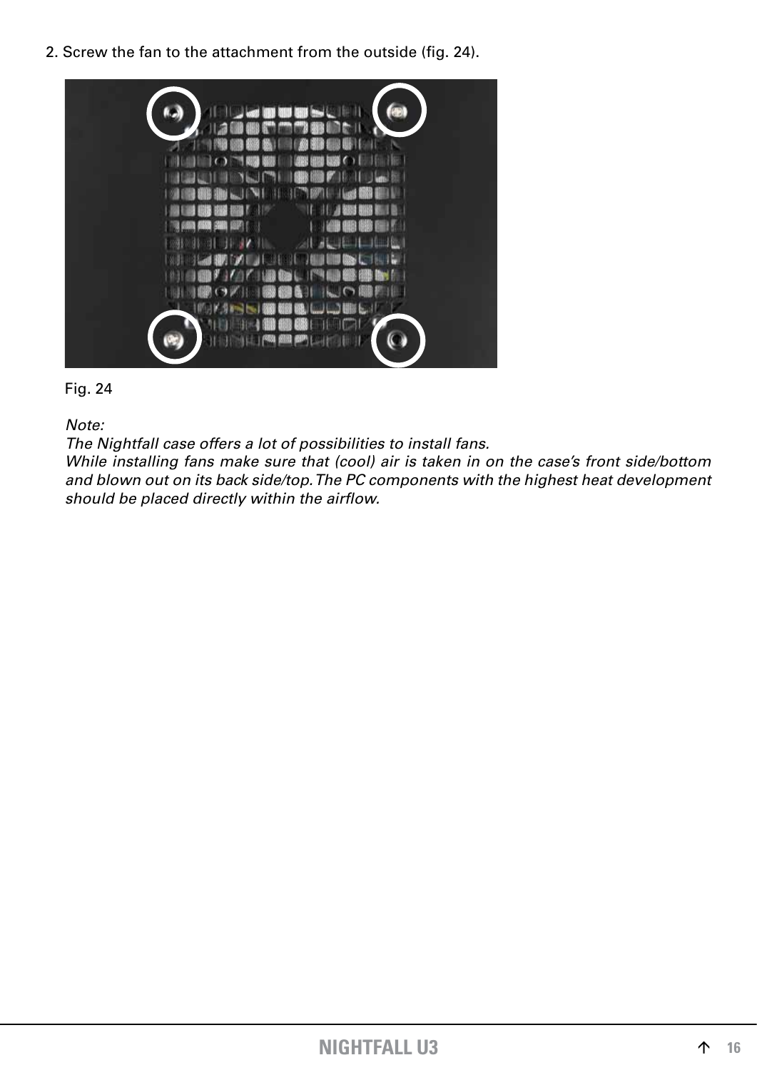2. Screw the fan to the attachment from the outside (fig. 24).

Fig. 24

*Note:*
*The Nightfall case offers a lot of possibilities to install fans.*
*While installing fans make sure that (cool) air is taken in on the case's front side/bottom and blown out on its back side/top. The PC components with the highest heat development should be placed directly within the airflow.*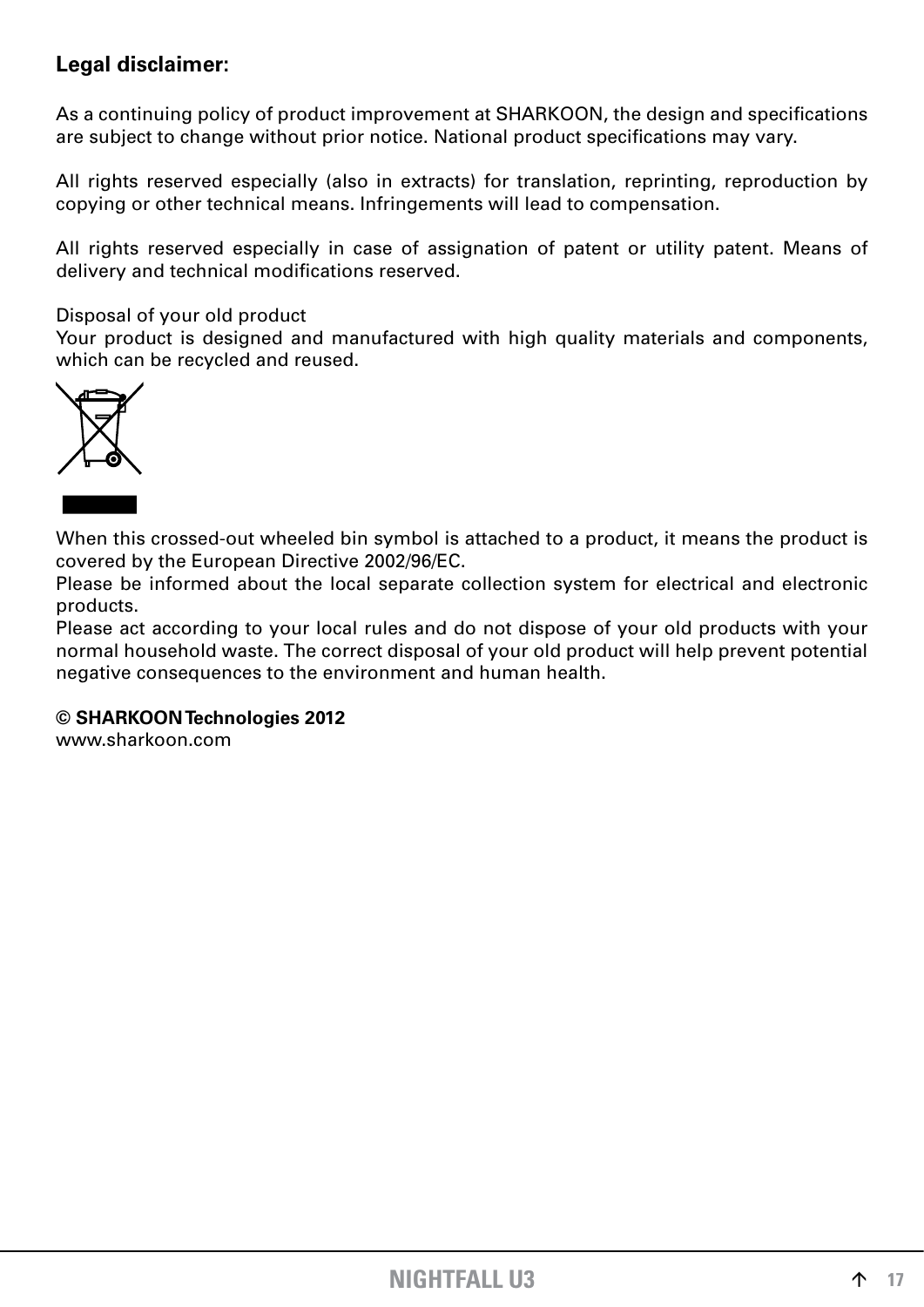## Legal disclaimer:

As a continuing policy of product improvement at SHARKOON, the design and specifications are subject to change without prior notice. National product specifications may vary.

All rights reserved especially (also in extracts) for translation, reprinting, reproduction by copying or other technical means. Infringements will lead to compensation.

All rights reserved especially in case of assignation of patent or utility patent. Means of delivery and technical modifications reserved.

Disposal of your old product
Your product is designed and manufactured with high quality materials and components, which can be recycled and reused.

When this crossed-out wheeled bin symbol is attached to a product, it means the product is covered by the European Directive 2002/96/EC.
Please be informed about the local separate collection system for electrical and electronic products.
Please act according to your local rules and do not dispose of your old products with your normal household waste. The correct disposal of your old product will help prevent potential negative consequences to the environment and human health.

**© SHARKOON Technologies 2012**
www.sharkoon.com